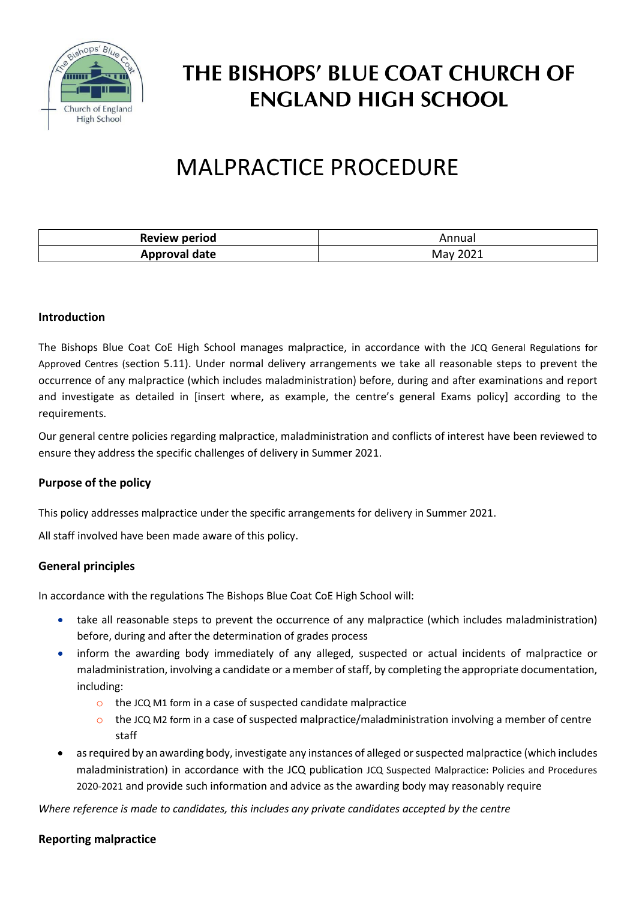# THE BISHOPS' BLUE COAT CHURCH OF ENGLAND HIGH SCHOOL

# MALPRACTICE PROCEDURE

| Review period | Annual |
| --- | --- |
| Approval date | May 2021 |

### Introduction

The Bishops Blue Coat CoE High School manages malpractice, in accordance with the JCQ General Regulations for Approved Centres (section 5.11). Under normal delivery arrangements we take all reasonable steps to prevent the occurrence of any malpractice (which includes maladministration) before, during and after examinations and report and investigate as detailed in [insert where, as example, the centre's general Exams policy] according to the requirements.

Our general centre policies regarding malpractice, maladministration and conflicts of interest have been reviewed to ensure they address the specific challenges of delivery in Summer 2021.

### Purpose of the policy

This policy addresses malpractice under the specific arrangements for delivery in Summer 2021.

All staff involved have been made aware of this policy.

### General principles

In accordance with the regulations The Bishops Blue Coat CoE High School will:

- take all reasonable steps to prevent the occurrence of any malpractice (which includes maladministration) before, during and after the determination of grades process
- inform the awarding body immediately of any alleged, suspected or actual incidents of malpractice or maladministration, involving a candidate or a member of staff, by completing the appropriate documentation, including:
  - the JCQ M1 form in a case of suspected candidate malpractice
  - the JCQ M2 form in a case of suspected malpractice/maladministration involving a member of centre staff
- as required by an awarding body, investigate any instances of alleged or suspected malpractice (which includes maladministration) in accordance with the JCQ publication JCQ Suspected Malpractice: Policies and Procedures 2020-2021 and provide such information and advice as the awarding body may reasonably require

*Where reference is made to candidates, this includes any private candidates accepted by the centre*

### Reporting malpractice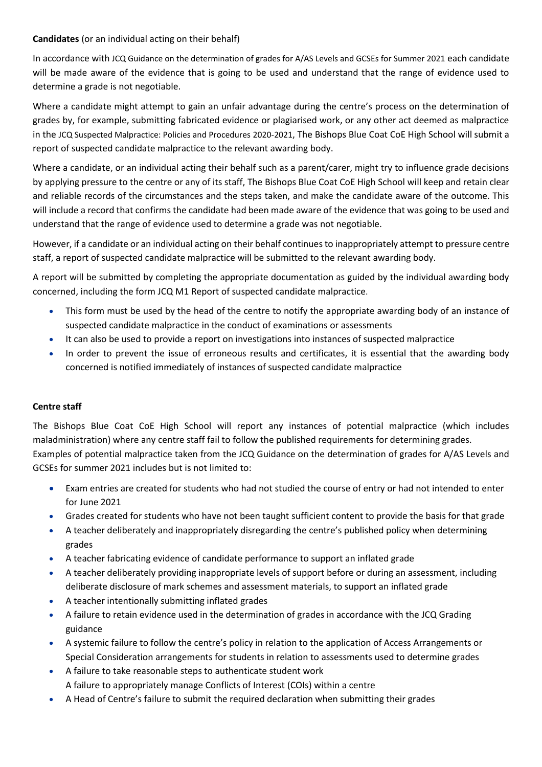**Candidates** (or an individual acting on their behalf)

In accordance with JCQ Guidance on the determination of grades for A/AS Levels and GCSEs for Summer 2021 each candidate will be made aware of the evidence that is going to be used and understand that the range of evidence used to determine a grade is not negotiable.

Where a candidate might attempt to gain an unfair advantage during the centre's process on the determination of grades by, for example, submitting fabricated evidence or plagiarised work, or any other act deemed as malpractice in the JCQ Suspected Malpractice: Policies and Procedures 2020-2021, The Bishops Blue Coat CoE High School will submit a report of suspected candidate malpractice to the relevant awarding body.

Where a candidate, or an individual acting their behalf such as a parent/carer, might try to influence grade decisions by applying pressure to the centre or any of its staff, The Bishops Blue Coat CoE High School will keep and retain clear and reliable records of the circumstances and the steps taken, and make the candidate aware of the outcome. This will include a record that confirms the candidate had been made aware of the evidence that was going to be used and understand that the range of evidence used to determine a grade was not negotiable.

However, if a candidate or an individual acting on their behalf continues to inappropriately attempt to pressure centre staff, a report of suspected candidate malpractice will be submitted to the relevant awarding body.

A report will be submitted by completing the appropriate documentation as guided by the individual awarding body concerned, including the form JCQ M1 Report of suspected candidate malpractice.

- This form must be used by the head of the centre to notify the appropriate awarding body of an instance of suspected candidate malpractice in the conduct of examinations or assessments
- It can also be used to provide a report on investigations into instances of suspected malpractice
- In order to prevent the issue of erroneous results and certificates, it is essential that the awarding body concerned is notified immediately of instances of suspected candidate malpractice

**Centre staff**

The Bishops Blue Coat CoE High School will report any instances of potential malpractice (which includes maladministration) where any centre staff fail to follow the published requirements for determining grades.
Examples of potential malpractice taken from the JCQ Guidance on the determination of grades for A/AS Levels and GCSEs for summer 2021 includes but is not limited to:

- Exam entries are created for students who had not studied the course of entry or had not intended to enter for June 2021
- Grades created for students who have not been taught sufficient content to provide the basis for that grade
- A teacher deliberately and inappropriately disregarding the centre's published policy when determining grades
- A teacher fabricating evidence of candidate performance to support an inflated grade
- A teacher deliberately providing inappropriate levels of support before or during an assessment, including deliberate disclosure of mark schemes and assessment materials, to support an inflated grade
- A teacher intentionally submitting inflated grades
- A failure to retain evidence used in the determination of grades in accordance with the JCQ Grading guidance
- A systemic failure to follow the centre's policy in relation to the application of Access Arrangements or Special Consideration arrangements for students in relation to assessments used to determine grades
- A failure to take reasonable steps to authenticate student work
  A failure to appropriately manage Conflicts of Interest (COIs) within a centre
- A Head of Centre's failure to submit the required declaration when submitting their grades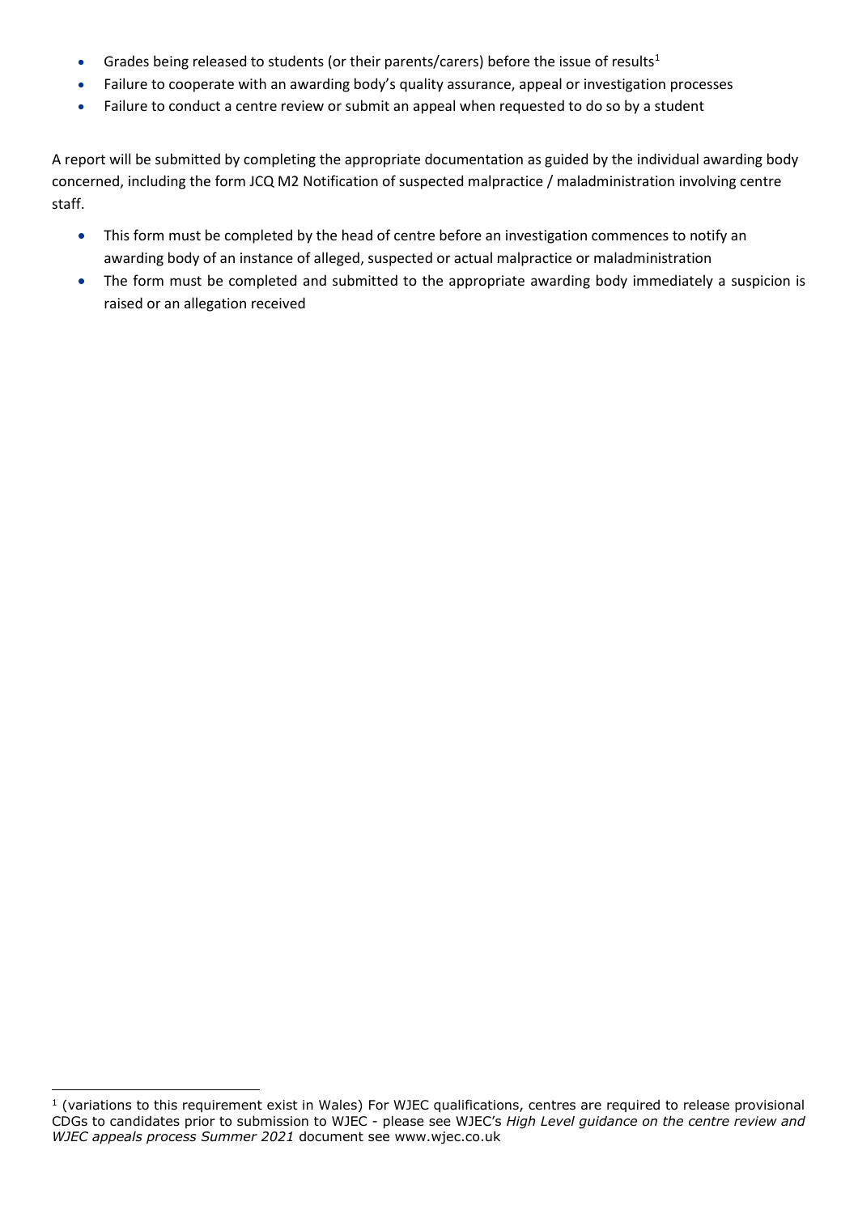- Grades being released to students (or their parents/carers) before the issue of results[1]
- Failure to cooperate with an awarding body's quality assurance, appeal or investigation processes
- Failure to conduct a centre review or submit an appeal when requested to do so by a student

A report will be submitted by completing the appropriate documentation as guided by the individual awarding body concerned, including the form JCQ M2 Notification of suspected malpractice / maladministration involving centre staff.

- This form must be completed by the head of centre before an investigation commences to notify an awarding body of an instance of alleged, suspected or actual malpractice or maladministration
- The form must be completed and submitted to the appropriate awarding body immediately a suspicion is raised or an allegation received

[1] (variations to this requirement exist in Wales) For WJEC qualifications, centres are required to release provisional CDGs to candidates prior to submission to WJEC - please see WJEC's *High Level guidance on the centre review and WJEC appeals process Summer 2021* document see www.wjec.co.uk